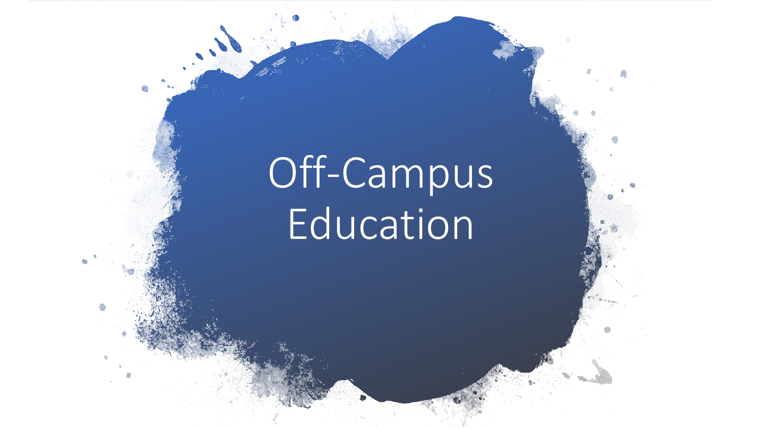# Off-Campus Education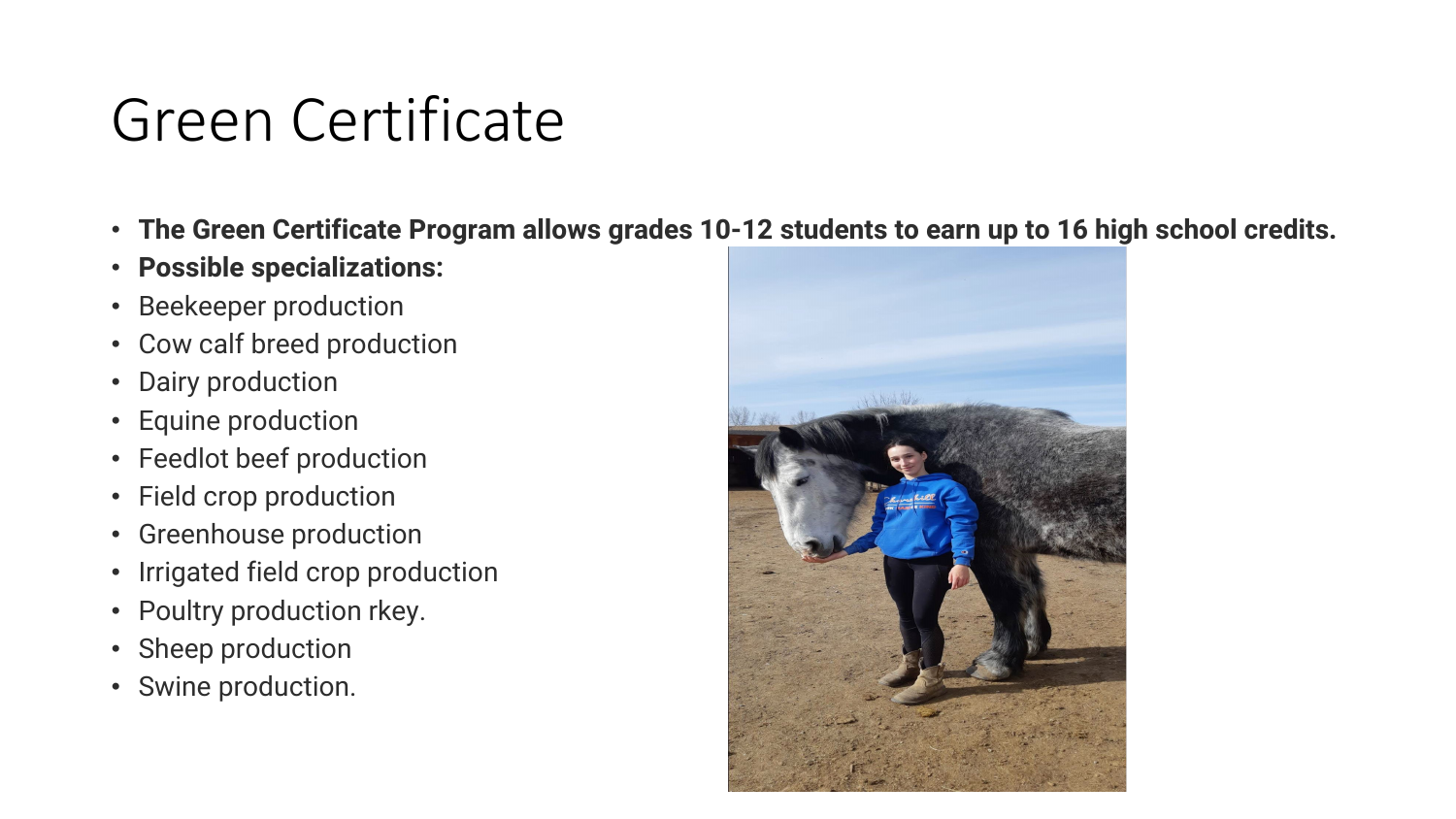# Green Certificate

- **The Green Certificate Program allows grades 10-12 students to earn up to 16 high school credits.**
- **Possible specializations:**
- Beekeeper production
- Cow calf breed production
- Dairy production
- Equine production
- Feedlot beef production
- Field crop production
- Greenhouse production
- Irrigated field crop production
- Poultry production rkey.
- Sheep production
- Swine production.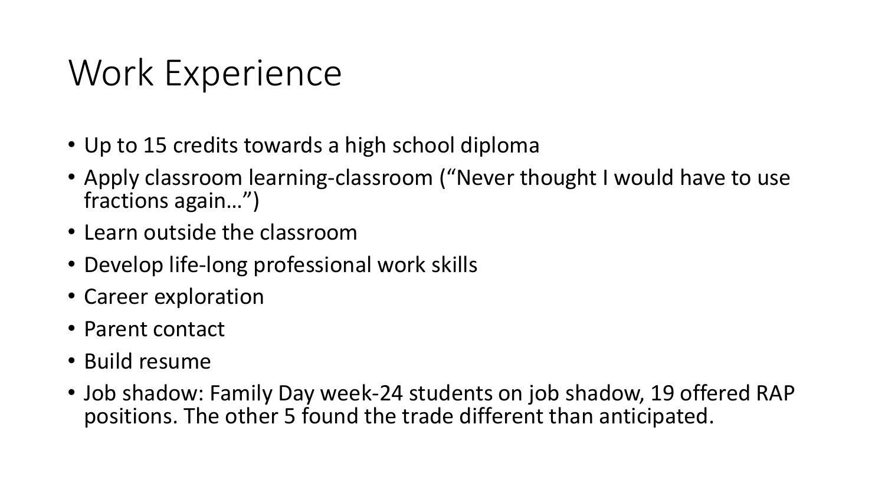# Work Experience

- Up to 15 credits towards a high school diploma
- Apply classroom learning-classroom ("Never thought I would have to use fractions again…")
- Learn outside the classroom
- Develop life-long professional work skills
- Career exploration
- Parent contact
- Build resume
- Job shadow: Family Day week-24 students on job shadow, 19 offered RAP positions. The other 5 found the trade different than anticipated.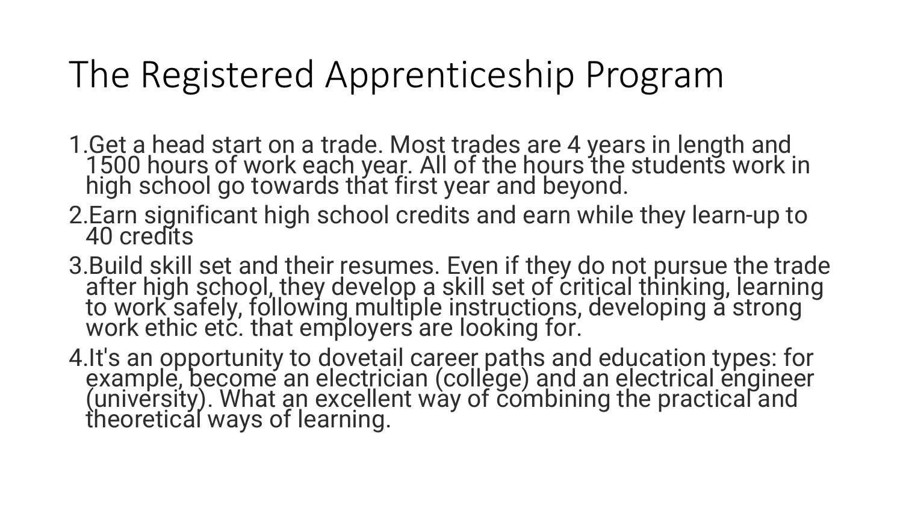# The Registered Apprenticeship Program

1. Get a head start on a trade. Most trades are 4 years in length and 1500 hours of work each year. All of the hours the students work in high school go towards that first year and beyond.
2. Earn significant high school credits and earn while they learn-up to 40 credits
3. Build skill set and their resumes. Even if they do not pursue the trade after high school, they develop a skill set of critical thinking, learning to work safely, following multiple instructions, developing a strong work ethic etc. that employers are looking for.
4. It's an opportunity to dovetail career paths and education types: for example, become an electrician (college) and an electrical engineer (university). What an excellent way of combining the practical and theoretical ways of learning.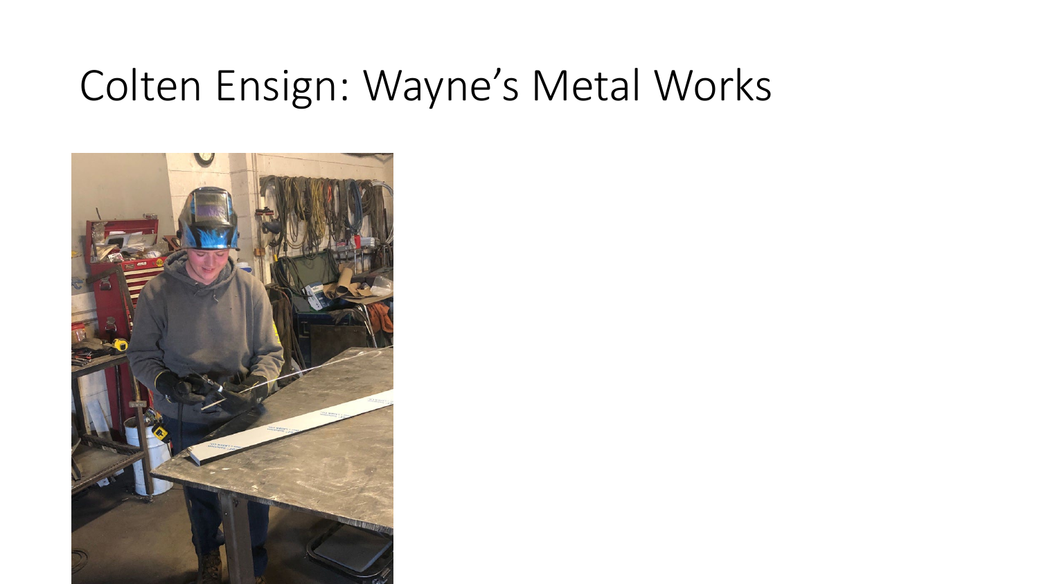# Colten Ensign: Wayne's Metal Works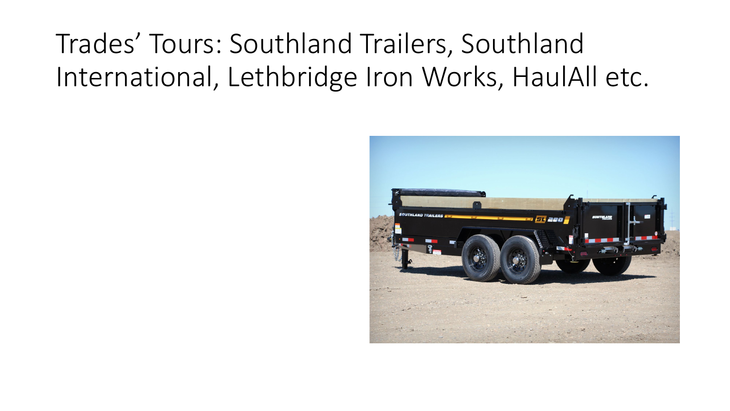# Trades' Tours: Southland Trailers, Southland International, Lethbridge Iron Works, HaulAll etc.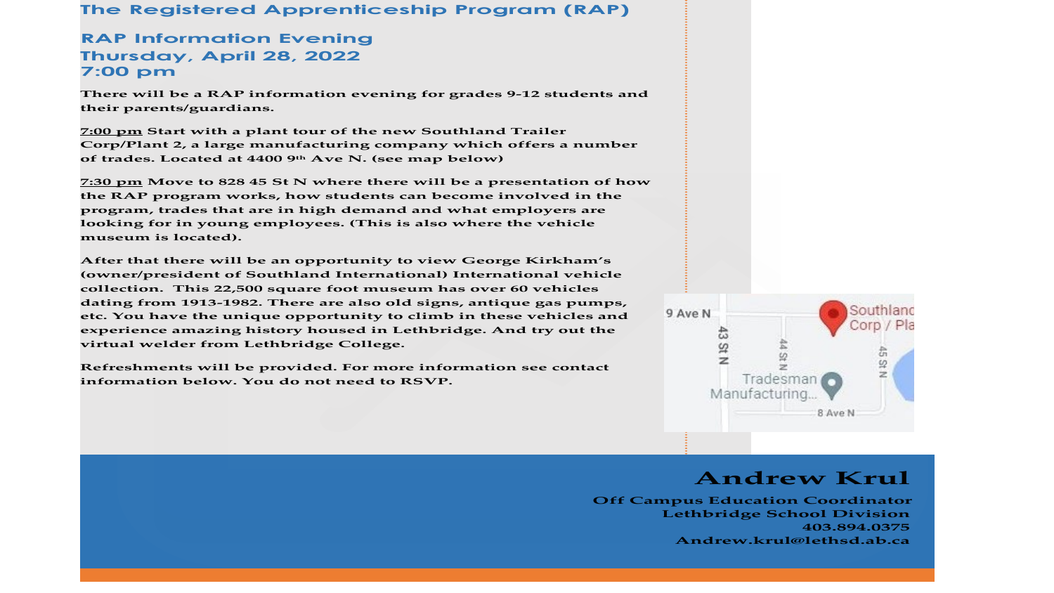## The Registered Apprenticeship Program (RAP)

### RAP Information Evening
### Thursday, April 28, 2022
### 7:00 pm

There will be a RAP information evening for grades 9-12 students and their parents/guardians.

7:00 pm Start with a plant tour of the new Southland Trailer Corp/Plant 2, a large manufacturing company which offers a number of trades. Located at 4400 9th Ave N. (see map below)

7:30 pm Move to 828 45 St N where there will be a presentation of how the RAP program works, how students can become involved in the program, trades that are in high demand and what employers are looking for in young employees. (This is also where the vehicle museum is located).

After that there will be an opportunity to view George Kirkham's (owner/president of Southland International) International vehicle collection. This 22,500 square foot museum has over 60 vehicles dating from 1913-1982. There are also old signs, antique gas pumps, etc. You have the unique opportunity to climb in these vehicles and experience amazing history housed in Lethbridge. And try out the virtual welder from Lethbridge College.

Refreshments will be provided. For more information see contact information below. You do not need to RSVP.

9 Ave N
43 St N
44 St N
45 St N
Southland Corp / Pla
Tradesman Manufacturing...
8 Ave N

**Andrew Krul**

**Off Campus Education Coordinator**
**Lethbridge School Division**
**403.894.0375**
**Andrew.krul@lethsd.ab.ca**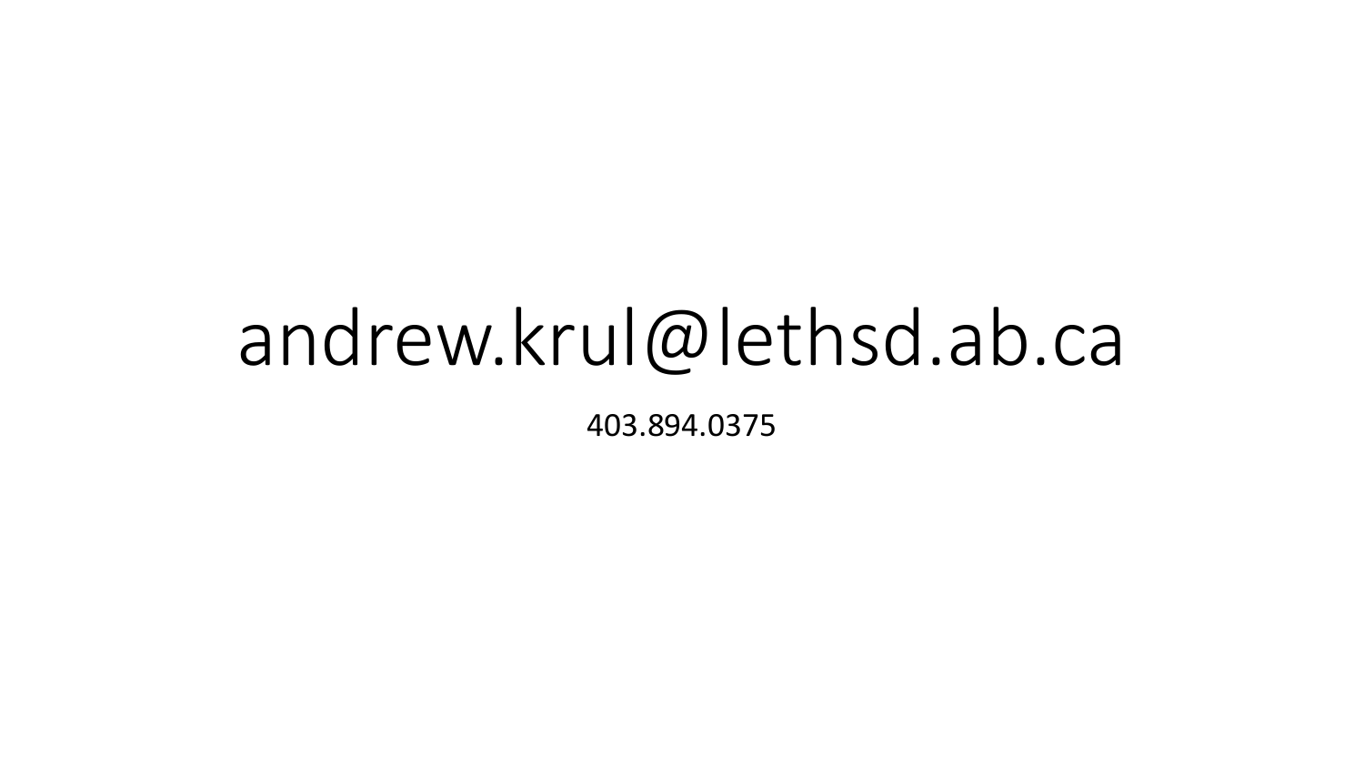# andrew.krul@lethsd.ab.ca

403.894.0375